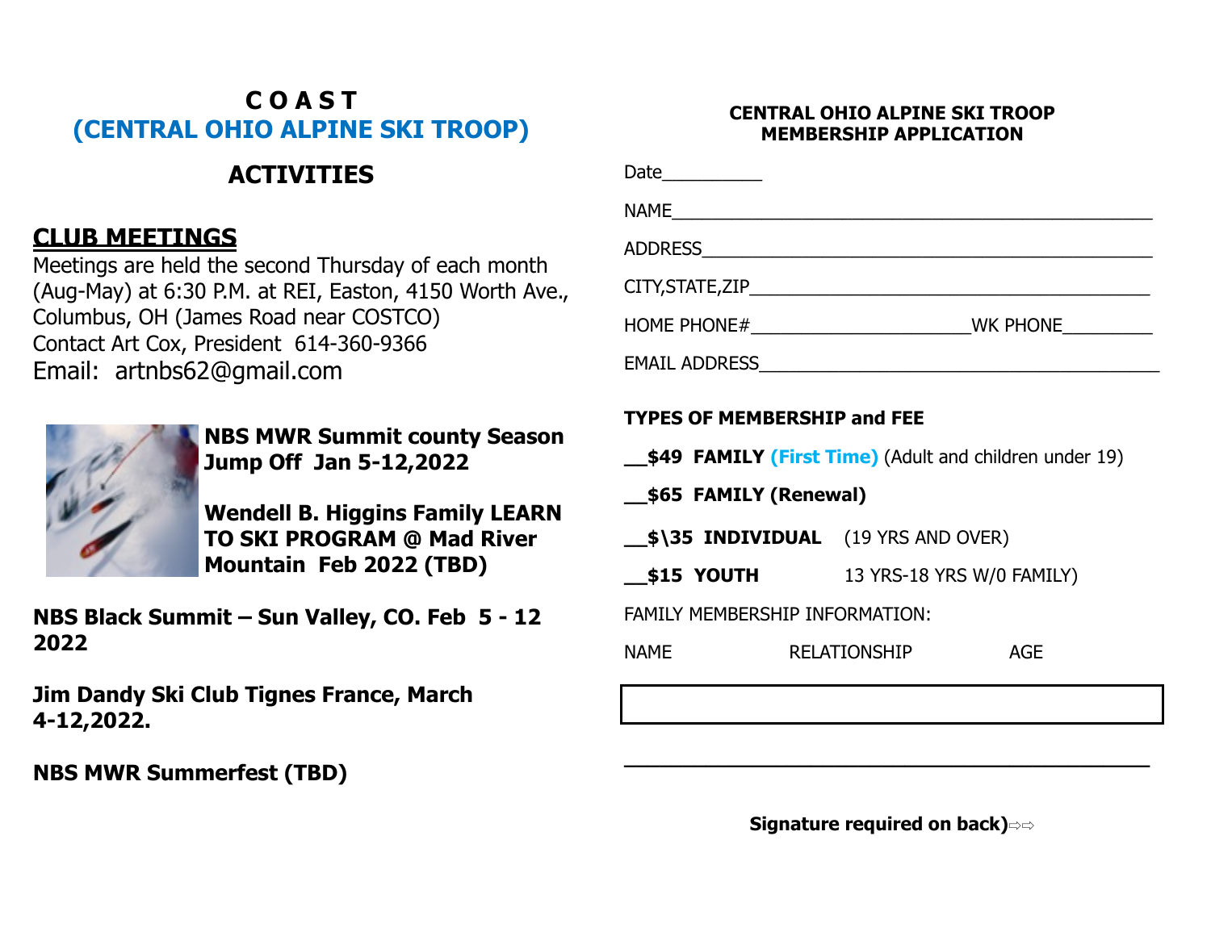# C O A S T
## (CENTRAL OHIO ALPINE SKI TROOP)

## ACTIVITIES

### CLUB MEETINGS

Meetings are held the second Thursday of each month (Aug-May) at 6:30 P.M. at REI, Easton, 4150 Worth Ave., Columbus, OH (James Road near COSTCO)
Contact Art Cox, President 614-360-9366
Email: artnbs62@gmail.com

**NBS MWR Summit county Season Jump Off Jan 5-12,2022**

**Wendell B. Higgins Family LEARN TO SKI PROGRAM @ Mad River Mountain Feb 2022 (TBD)**

**NBS Black Summit – Sun Valley, CO. Feb 5 - 12 2022**

**Jim Dandy Ski Club Tignes France, March 4-12,2022.**

**NBS MWR Summerfest (TBD)**

## CENTRAL OHIO ALPINE SKI TROOP MEMBERSHIP APPLICATION

Date__________

NAME_______________________________________________

ADDRESS____________________________________________

CITY,STATE,ZIP______________________________________

HOME PHONE#______________________WK PHONE_________

EMAIL ADDRESS_______________________________________

**TYPES OF MEMBERSHIP and FEE**

**__$49 FAMILY (First Time)** (Adult and children under 19)

**__$65 FAMILY (Renewal)**

**__$\35 INDIVIDUAL** (19 YRS AND OVER)

**__$15 YOUTH** 13 YRS-18 YRS W/0 FAMILY)

FAMILY MEMBERSHIP INFORMATION:

| NAME | RELATIONSHIP | AGE |
|---|---|---|
| | | |

_______________________________________________

**Signature required on back)⇨⇨**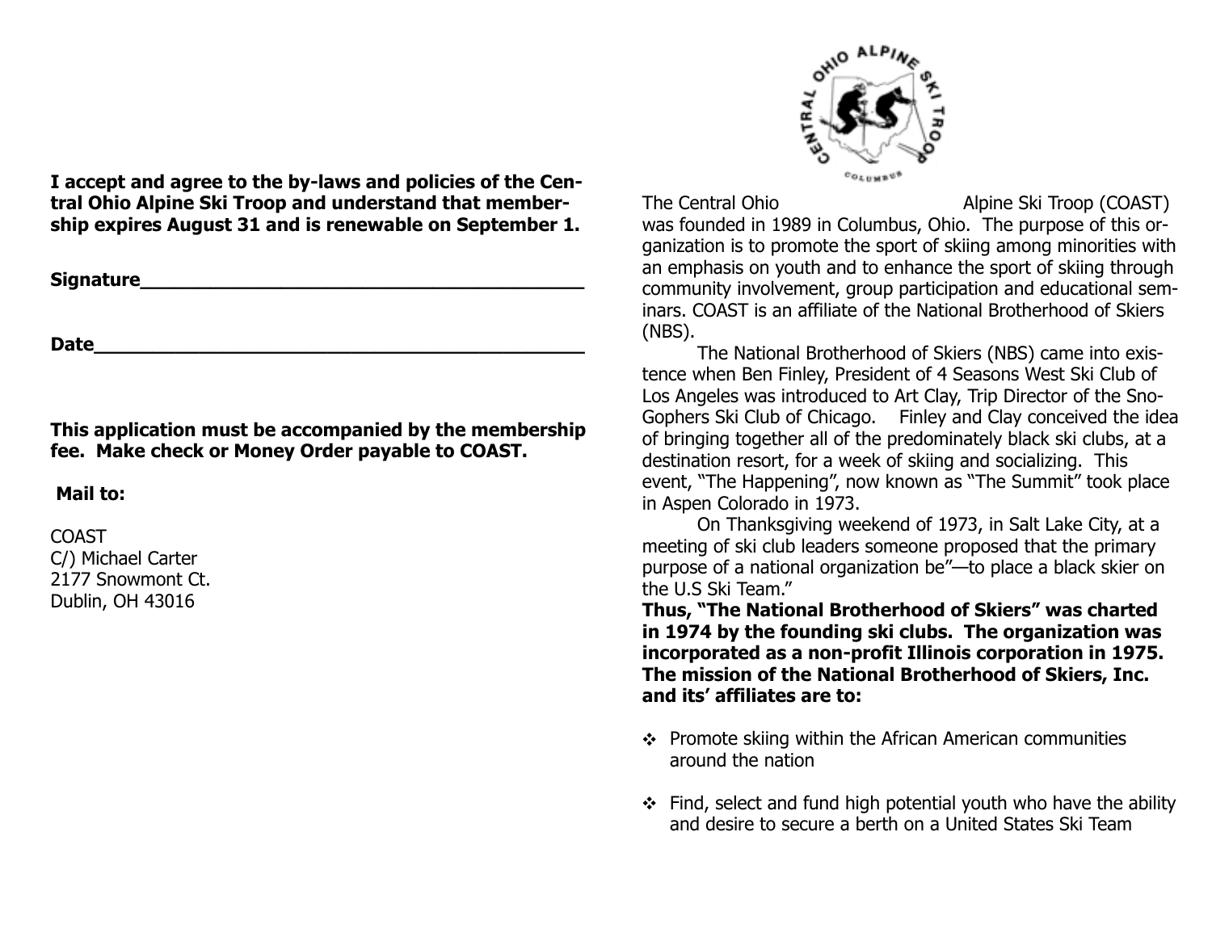**I accept and agree to the by-laws and policies of the Central Ohio Alpine Ski Troop and understand that membership expires August 31 and is renewable on September 1.**

**Signature________________________________________**

**Date____________________________________________**

**This application must be accompanied by the membership fee. Make check or Money Order payable to COAST.**

**Mail to:**

COAST
C/) Michael Carter
2177 Snowmont Ct.
Dublin, OH 43016

CENTRAL OHIO ALPINE SKI TROOP
COLUMBUS

The Central Ohio Alpine Ski Troop (COAST) was founded in 1989 in Columbus, Ohio. The purpose of this organization is to promote the sport of skiing among minorities with an emphasis on youth and to enhance the sport of skiing through community involvement, group participation and educational seminars. COAST is an affiliate of the National Brotherhood of Skiers (NBS).

The National Brotherhood of Skiers (NBS) came into existence when Ben Finley, President of 4 Seasons West Ski Club of Los Angeles was introduced to Art Clay, Trip Director of the Sno-Gophers Ski Club of Chicago. Finley and Clay conceived the idea of bringing together all of the predominately black ski clubs, at a destination resort, for a week of skiing and socializing. This event, "The Happening", now known as "The Summit" took place in Aspen Colorado in 1973.

On Thanksgiving weekend of 1973, in Salt Lake City, at a meeting of ski club leaders someone proposed that the primary purpose of a national organization be"—to place a black skier on the U.S Ski Team."

**Thus, "The National Brotherhood of Skiers" was charted in 1974 by the founding ski clubs. The organization was incorporated as a non-profit Illinois corporation in 1975. The mission of the National Brotherhood of Skiers, Inc. and its' affiliates are to:**

- Promote skiing within the African American communities around the nation
- Find, select and fund high potential youth who have the ability and desire to secure a berth on a United States Ski Team